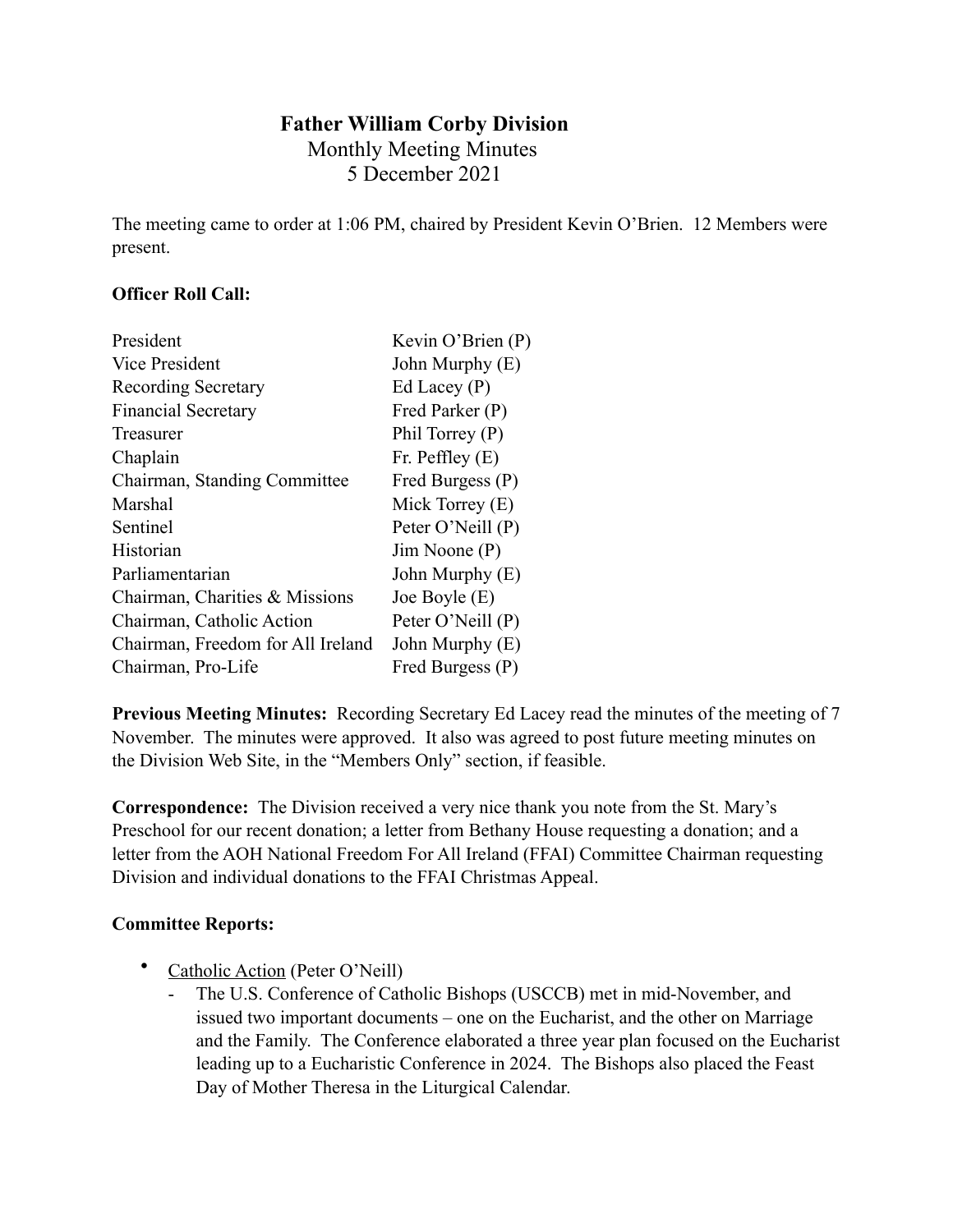# Father William Corby Division

Monthly Meeting Minutes

5 December 2021

The meeting came to order at 1:06 PM, chaired by President Kevin O'Brien. 12 Members were present.

**Officer Roll Call:**

| | |
|---|---|
| President | Kevin O'Brien (P) |
| Vice President | John Murphy (E) |
| Recording Secretary | Ed Lacey (P) |
| Financial Secretary | Fred Parker (P) |
| Treasurer | Phil Torrey (P) |
| Chaplain | Fr. Peffley (E) |
| Chairman, Standing Committee | Fred Burgess (P) |
| Marshal | Mick Torrey (E) |
| Sentinel | Peter O'Neill (P) |
| Historian | Jim Noone (P) |
| Parliamentarian | John Murphy (E) |
| Chairman, Charities & Missions | Joe Boyle (E) |
| Chairman, Catholic Action | Peter O'Neill (P) |
| Chairman, Freedom for All Ireland | John Murphy (E) |
| Chairman, Pro-Life | Fred Burgess (P) |

**Previous Meeting Minutes:** Recording Secretary Ed Lacey read the minutes of the meeting of 7 November. The minutes were approved. It also was agreed to post future meeting minutes on the Division Web Site, in the "Members Only" section, if feasible.

**Correspondence:** The Division received a very nice thank you note from the St. Mary's Preschool for our recent donation; a letter from Bethany House requesting a donation; and a letter from the AOH National Freedom For All Ireland (FFAI) Committee Chairman requesting Division and individual donations to the FFAI Christmas Appeal.

**Committee Reports:**

- Catholic Action (Peter O'Neill)
  - The U.S. Conference of Catholic Bishops (USCCB) met in mid-November, and issued two important documents – one on the Eucharist, and the other on Marriage and the Family. The Conference elaborated a three year plan focused on the Eucharist leading up to a Eucharistic Conference in 2024. The Bishops also placed the Feast Day of Mother Theresa in the Liturgical Calendar.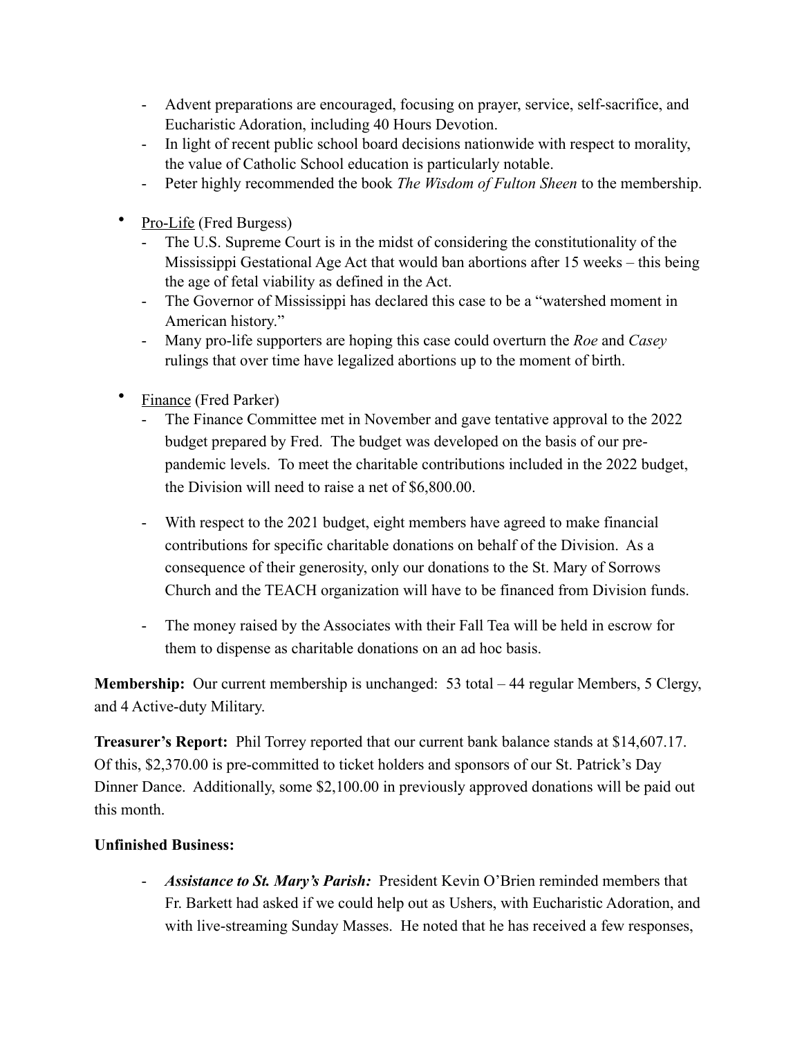- Advent preparations are encouraged, focusing on prayer, service, self-sacrifice, and Eucharistic Adoration, including 40 Hours Devotion.
- In light of recent public school board decisions nationwide with respect to morality, the value of Catholic School education is particularly notable.
- Peter highly recommended the book *The Wisdom of Fulton Sheen* to the membership.

- Pro-Life (Fred Burgess)
  - The U.S. Supreme Court is in the midst of considering the constitutionality of the Mississippi Gestational Age Act that would ban abortions after 15 weeks – this being the age of fetal viability as defined in the Act.
  - The Governor of Mississippi has declared this case to be a "watershed moment in American history."
  - Many pro-life supporters are hoping this case could overturn the *Roe* and *Casey* rulings that over time have legalized abortions up to the moment of birth.

- Finance (Fred Parker)
  - The Finance Committee met in November and gave tentative approval to the 2022 budget prepared by Fred. The budget was developed on the basis of our pre-pandemic levels. To meet the charitable contributions included in the 2022 budget, the Division will need to raise a net of $6,800.00.
  - With respect to the 2021 budget, eight members have agreed to make financial contributions for specific charitable donations on behalf of the Division. As a consequence of their generosity, only our donations to the St. Mary of Sorrows Church and the TEACH organization will have to be financed from Division funds.
  - The money raised by the Associates with their Fall Tea will be held in escrow for them to dispense as charitable donations on an ad hoc basis.

**Membership:** Our current membership is unchanged: 53 total – 44 regular Members, 5 Clergy, and 4 Active-duty Military.

**Treasurer's Report:** Phil Torrey reported that our current bank balance stands at $14,607.17. Of this, $2,370.00 is pre-committed to ticket holders and sponsors of our St. Patrick's Day Dinner Dance. Additionally, some $2,100.00 in previously approved donations will be paid out this month.

**Unfinished Business:**

- ***Assistance to St. Mary's Parish:*** President Kevin O'Brien reminded members that Fr. Barkett had asked if we could help out as Ushers, with Eucharistic Adoration, and with live-streaming Sunday Masses. He noted that he has received a few responses,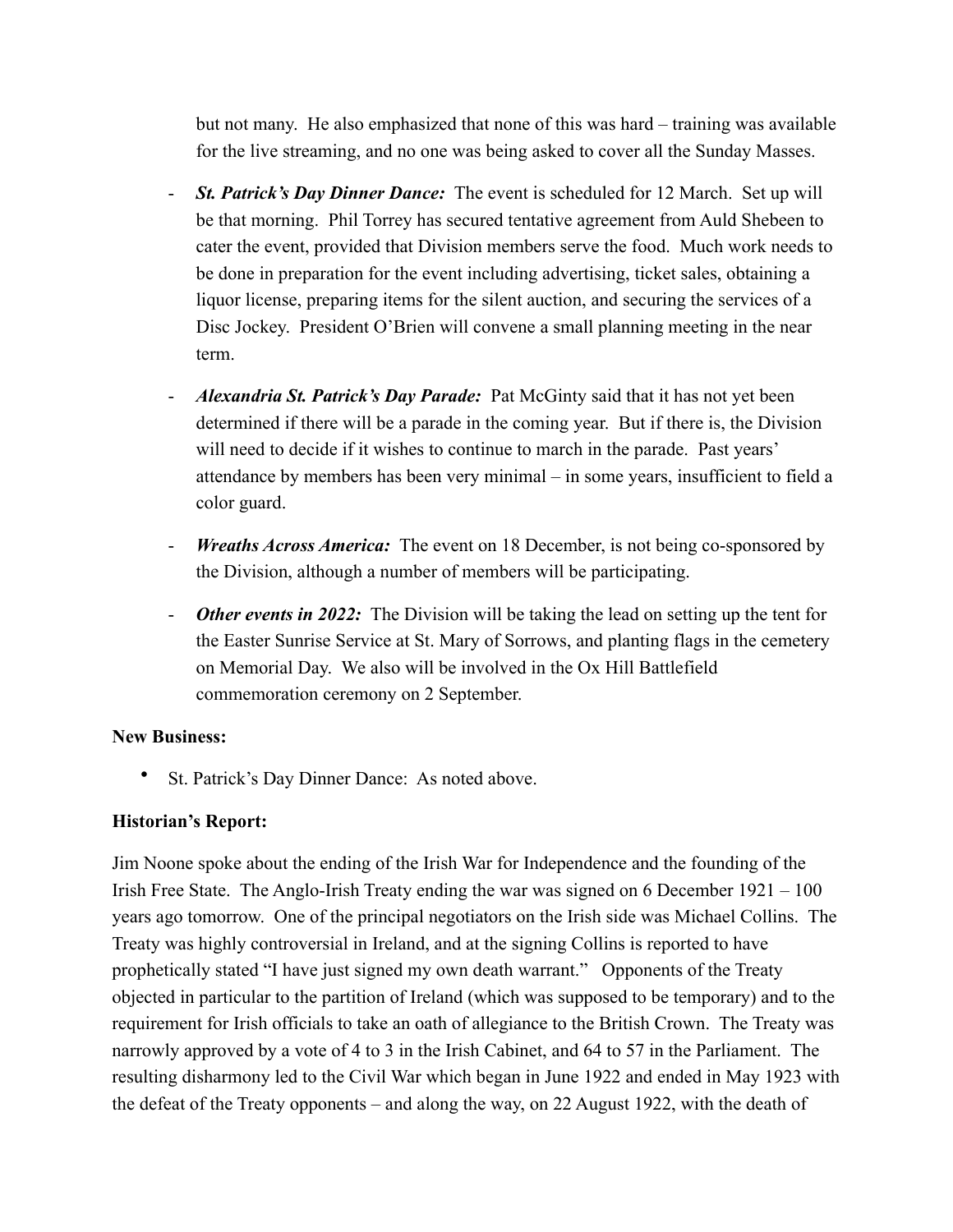but not many. He also emphasized that none of this was hard – training was available for the live streaming, and no one was being asked to cover all the Sunday Masses.

- ***St. Patrick's Day Dinner Dance:*** The event is scheduled for 12 March. Set up will be that morning. Phil Torrey has secured tentative agreement from Auld Shebeen to cater the event, provided that Division members serve the food. Much work needs to be done in preparation for the event including advertising, ticket sales, obtaining a liquor license, preparing items for the silent auction, and securing the services of a Disc Jockey. President O'Brien will convene a small planning meeting in the near term.

- ***Alexandria St. Patrick's Day Parade:*** Pat McGinty said that it has not yet been determined if there will be a parade in the coming year. But if there is, the Division will need to decide if it wishes to continue to march in the parade. Past years' attendance by members has been very minimal – in some years, insufficient to field a color guard.

- ***Wreaths Across America:*** The event on 18 December, is not being co-sponsored by the Division, although a number of members will be participating.

- ***Other events in 2022:*** The Division will be taking the lead on setting up the tent for the Easter Sunrise Service at St. Mary of Sorrows, and planting flags in the cemetery on Memorial Day. We also will be involved in the Ox Hill Battlefield commemoration ceremony on 2 September.

**New Business:**

- St. Patrick's Day Dinner Dance: As noted above.

**Historian's Report:**

Jim Noone spoke about the ending of the Irish War for Independence and the founding of the Irish Free State. The Anglo-Irish Treaty ending the war was signed on 6 December 1921 – 100 years ago tomorrow. One of the principal negotiators on the Irish side was Michael Collins. The Treaty was highly controversial in Ireland, and at the signing Collins is reported to have prophetically stated "I have just signed my own death warrant." Opponents of the Treaty objected in particular to the partition of Ireland (which was supposed to be temporary) and to the requirement for Irish officials to take an oath of allegiance to the British Crown. The Treaty was narrowly approved by a vote of 4 to 3 in the Irish Cabinet, and 64 to 57 in the Parliament. The resulting disharmony led to the Civil War which began in June 1922 and ended in May 1923 with the defeat of the Treaty opponents – and along the way, on 22 August 1922, with the death of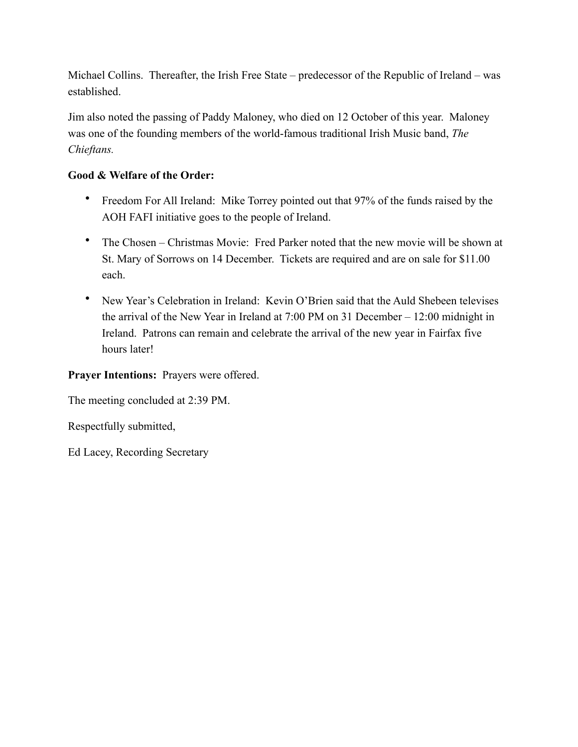Michael Collins. Thereafter, the Irish Free State – predecessor of the Republic of Ireland – was established.

Jim also noted the passing of Paddy Maloney, who died on 12 October of this year. Maloney was one of the founding members of the world-famous traditional Irish Music band, *The Chieftans.*

**Good & Welfare of the Order:**

- Freedom For All Ireland: Mike Torrey pointed out that 97% of the funds raised by the AOH FAFI initiative goes to the people of Ireland.
- The Chosen – Christmas Movie: Fred Parker noted that the new movie will be shown at St. Mary of Sorrows on 14 December. Tickets are required and are on sale for $11.00 each.
- New Year's Celebration in Ireland: Kevin O'Brien said that the Auld Shebeen televises the arrival of the New Year in Ireland at 7:00 PM on 31 December – 12:00 midnight in Ireland. Patrons can remain and celebrate the arrival of the new year in Fairfax five hours later!

**Prayer Intentions:** Prayers were offered.

The meeting concluded at 2:39 PM.

Respectfully submitted,

Ed Lacey, Recording Secretary